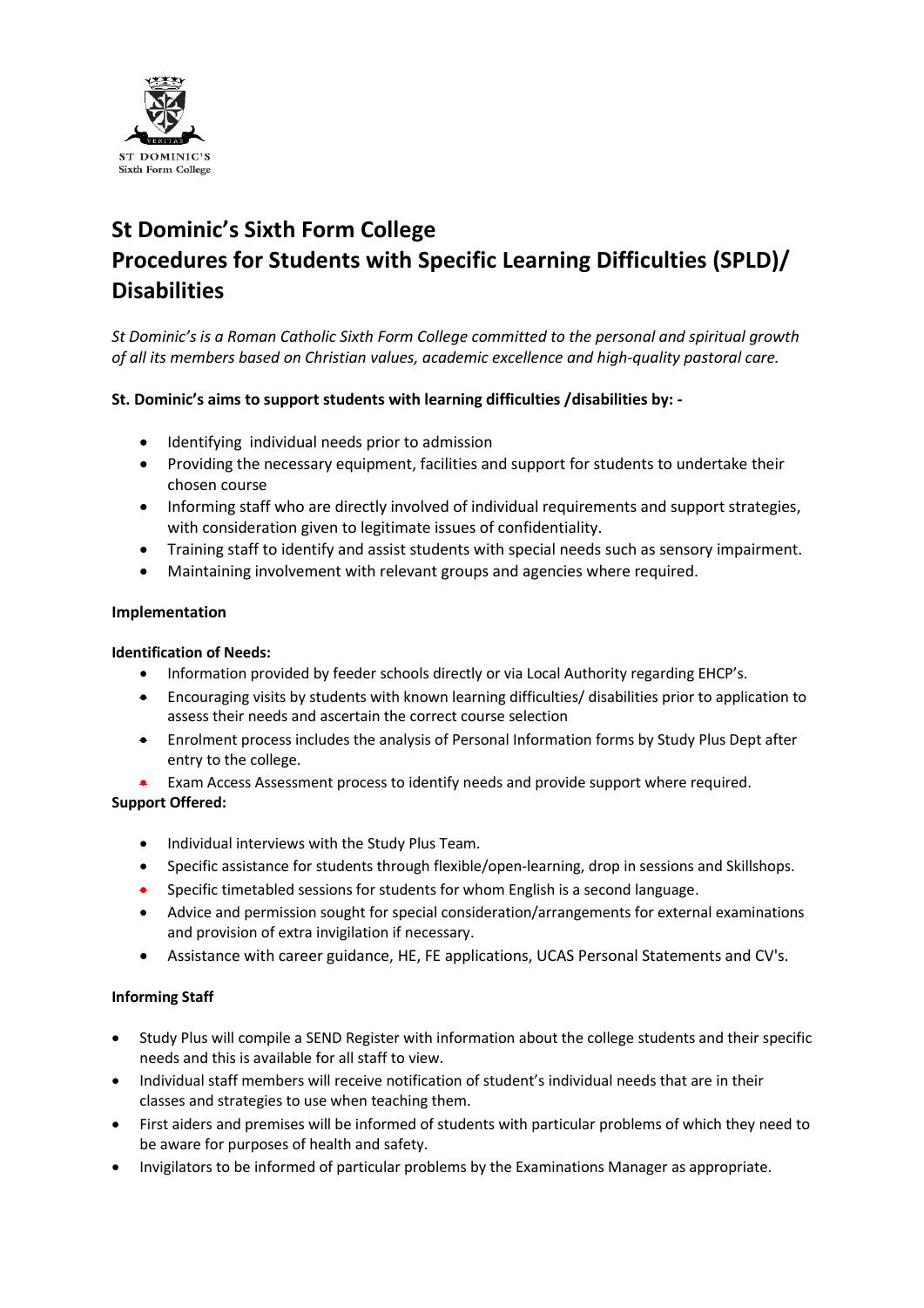# St Dominic's Sixth Form College
# Procedures for Students with Specific Learning Difficulties (SPLD)/ Disabilities

*St Dominic's is a Roman Catholic Sixth Form College committed to the personal and spiritual growth of all its members based on Christian values, academic excellence and high-quality pastoral care.*

**St. Dominic's aims to support students with learning difficulties /disabilities by: -**

- Identifying individual needs prior to admission
- Providing the necessary equipment, facilities and support for students to undertake their chosen course
- Informing staff who are directly involved of individual requirements and support strategies, with consideration given to legitimate issues of confidentiality.
- Training staff to identify and assist students with special needs such as sensory impairment.
- Maintaining involvement with relevant groups and agencies where required.

**Implementation**

**Identification of Needs:**

- Information provided by feeder schools directly or via Local Authority regarding EHCP's.
- Encouraging visits by students with known learning difficulties/ disabilities prior to application to assess their needs and ascertain the correct course selection
- Enrolment process includes the analysis of Personal Information forms by Study Plus Dept after entry to the college.
- Exam Access Assessment process to identify needs and provide support where required.

**Support Offered:**

- Individual interviews with the Study Plus Team.
- Specific assistance for students through flexible/open-learning, drop in sessions and Skillshops.
- Specific timetabled sessions for students for whom English is a second language.
- Advice and permission sought for special consideration/arrangements for external examinations and provision of extra invigilation if necessary.
- Assistance with career guidance, HE, FE applications, UCAS Personal Statements and CV's.

**Informing Staff**

- Study Plus will compile a SEND Register with information about the college students and their specific needs and this is available for all staff to view.
- Individual staff members will receive notification of student's individual needs that are in their classes and strategies to use when teaching them.
- First aiders and premises will be informed of students with particular problems of which they need to be aware for purposes of health and safety.
- Invigilators to be informed of particular problems by the Examinations Manager as appropriate.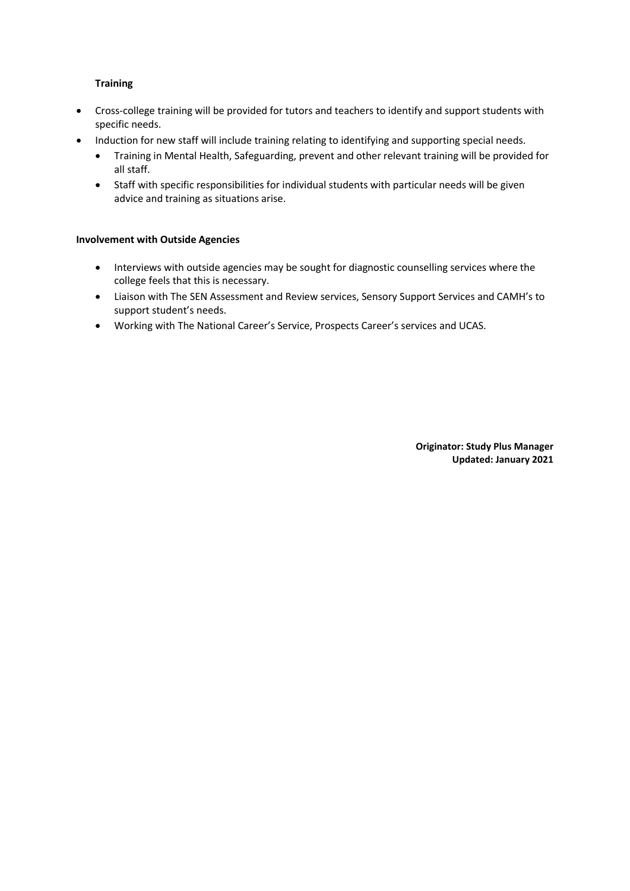**Training**

- Cross-college training will be provided for tutors and teachers to identify and support students with specific needs.
- Induction for new staff will include training relating to identifying and supporting special needs.
  - Training in Mental Health, Safeguarding, prevent and other relevant training will be provided for all staff.
  - Staff with specific responsibilities for individual students with particular needs will be given advice and training as situations arise.

**Involvement with Outside Agencies**

- Interviews with outside agencies may be sought for diagnostic counselling services where the college feels that this is necessary.
- Liaison with The SEN Assessment and Review services, Sensory Support Services and CAMH's to support student's needs.
- Working with The National Career's Service, Prospects Career's services and UCAS.

**Originator: Study Plus Manager**
**Updated: January 2021**